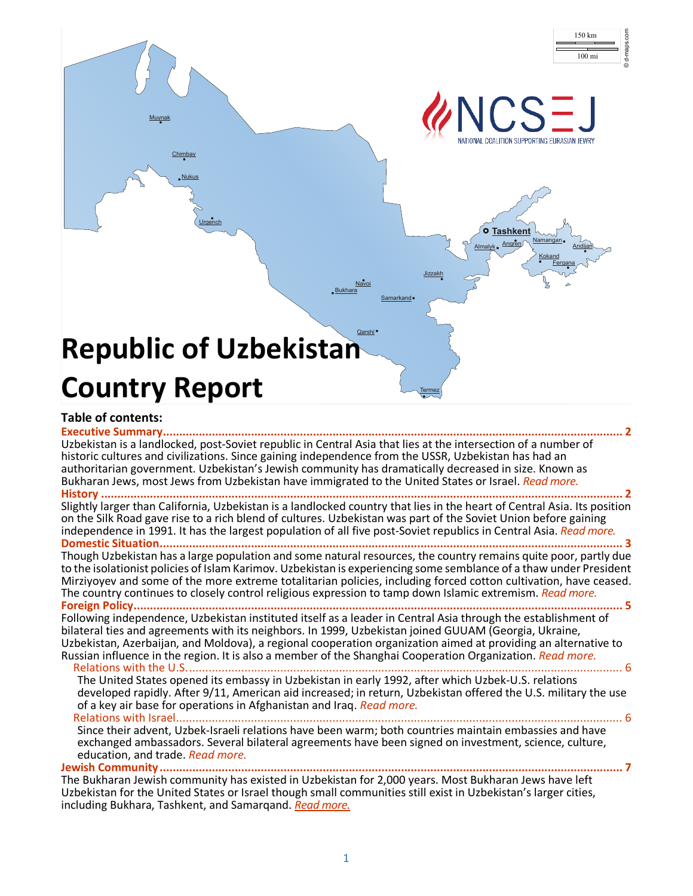# Republic of Uzbekistan Country Report

**Table of contents:**

**Executive Summary** ... 2

Uzbekistan is a landlocked, post-Soviet republic in Central Asia that lies at the intersection of a number of historic cultures and civilizations. Since gaining independence from the USSR, Uzbekistan has had an authoritarian government. Uzbekistan's Jewish community has dramatically decreased in size. Known as Bukharan Jews, most Jews from Uzbekistan have immigrated to the United States or Israel. *Read more.*

**History** ... 2

Slightly larger than California, Uzbekistan is a landlocked country that lies in the heart of Central Asia. Its position on the Silk Road gave rise to a rich blend of cultures. Uzbekistan was part of the Soviet Union before gaining independence in 1991. It has the largest population of all five post-Soviet republics in Central Asia. *Read more.*

**Domestic Situation** ... 3

Though Uzbekistan has a large population and some natural resources, the country remains quite poor, partly due to the isolationist policies of Islam Karimov. Uzbekistan is experiencing some semblance of a thaw under President Mirziyoyev and some of the more extreme totalitarian policies, including forced cotton cultivation, have ceased. The country continues to closely control religious expression to tamp down Islamic extremism. *Read more.*

**Foreign Policy** ... 5

Following independence, Uzbekistan instituted itself as a leader in Central Asia through the establishment of bilateral ties and agreements with its neighbors. In 1999, Uzbekistan joined GUUAM (Georgia, Ukraine, Uzbekistan, Azerbaijan, and Moldova), a regional cooperation organization aimed at providing an alternative to Russian influence in the region. It is also a member of the Shanghai Cooperation Organization. *Read more.*

Relations with the U.S. ... 6

The United States opened its embassy in Uzbekistan in early 1992, after which Uzbek-U.S. relations developed rapidly. After 9/11, American aid increased; in return, Uzbekistan offered the U.S. military the use of a key air base for operations in Afghanistan and Iraq. *Read more.*

Relations with Israel ... 6

Since their advent, Uzbek-Israeli relations have been warm; both countries maintain embassies and have exchanged ambassadors. Several bilateral agreements have been signed on investment, science, culture, education, and trade. *Read more.*

**Jewish Community** ... 7

The Bukharan Jewish community has existed in Uzbekistan for 2,000 years. Most Bukharan Jews have left Uzbekistan for the United States or Israel though small communities still exist in Uzbekistan's larger cities, including Bukhara, Tashkent, and Samarqand. *Read more.*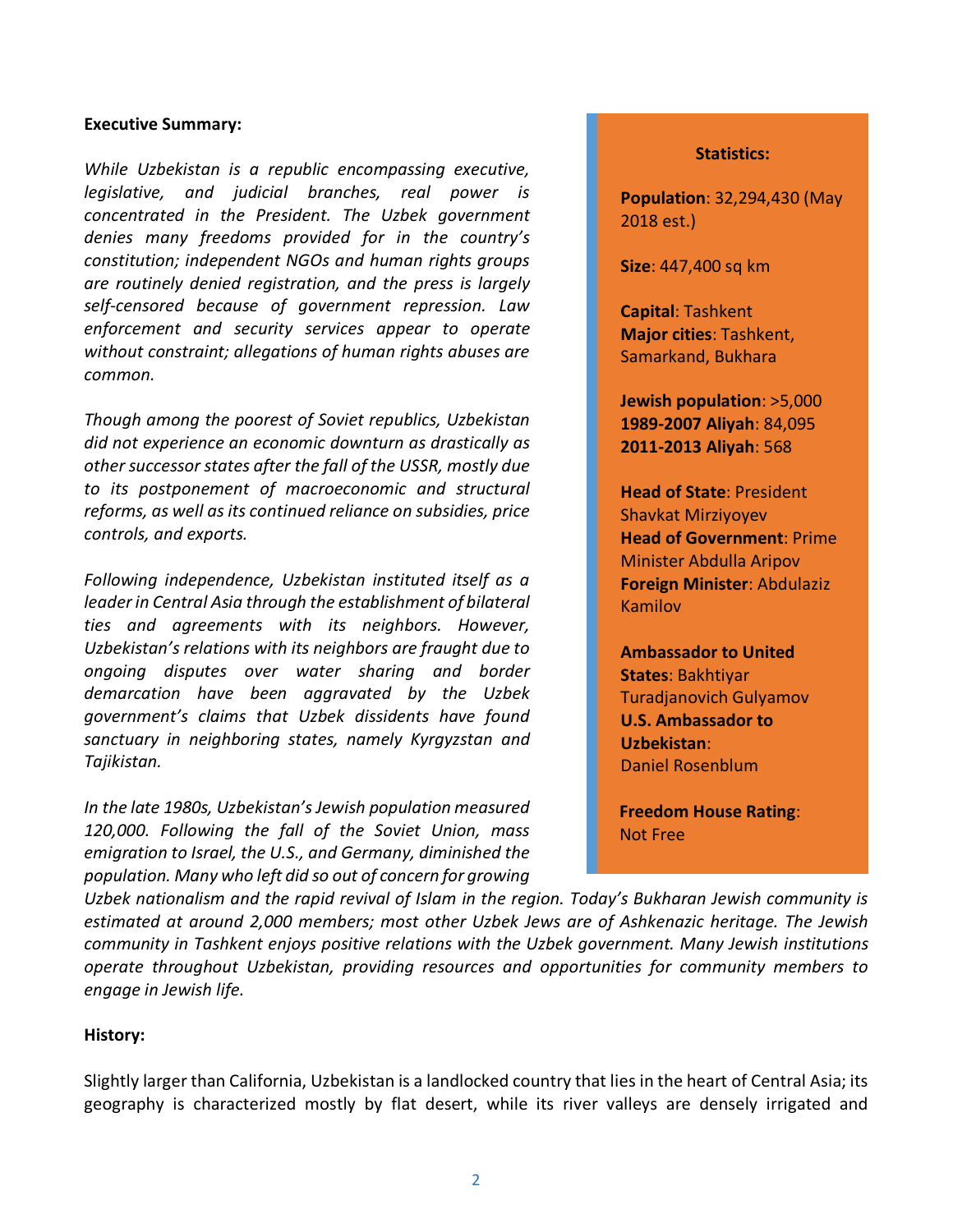**Executive Summary:**

*While Uzbekistan is a republic encompassing executive, legislative, and judicial branches, real power is concentrated in the President. The Uzbek government denies many freedoms provided for in the country's constitution; independent NGOs and human rights groups are routinely denied registration, and the press is largely self-censored because of government repression. Law enforcement and security services appear to operate without constraint; allegations of human rights abuses are common.*

*Though among the poorest of Soviet republics, Uzbekistan did not experience an economic downturn as drastically as other successor states after the fall of the USSR, mostly due to its postponement of macroeconomic and structural reforms, as well as its continued reliance on subsidies, price controls, and exports.*

*Following independence, Uzbekistan instituted itself as a leader in Central Asia through the establishment of bilateral ties and agreements with its neighbors. However, Uzbekistan's relations with its neighbors are fraught due to ongoing disputes over water sharing and border demarcation have been aggravated by the Uzbek government's claims that Uzbek dissidents have found sanctuary in neighboring states, namely Kyrgyzstan and Tajikistan.*

*In the late 1980s, Uzbekistan's Jewish population measured 120,000. Following the fall of the Soviet Union, mass emigration to Israel, the U.S., and Germany, diminished the population. Many who left did so out of concern for growing Uzbek nationalism and the rapid revival of Islam in the region. Today's Bukharan Jewish community is estimated at around 2,000 members; most other Uzbek Jews are of Ashkenazic heritage. The Jewish community in Tashkent enjoys positive relations with the Uzbek government. Many Jewish institutions operate throughout Uzbekistan, providing resources and opportunities for community members to engage in Jewish life.*

**Statistics:**

**Population**: 32,294,430 (May 2018 est.)

**Size**: 447,400 sq km

**Capital**: Tashkent
**Major cities**: Tashkent, Samarkand, Bukhara

**Jewish population**: >5,000
**1989-2007 Aliyah**: 84,095
**2011-2013 Aliyah**: 568

**Head of State**: President Shavkat Mirziyoyev
**Head of Government**: Prime Minister Abdulla Aripov
**Foreign Minister**: Abdulaziz Kamilov

**Ambassador to United States**: Bakhtiyar Turadjanovich Gulyamov
**U.S. Ambassador to Uzbekistan**: Daniel Rosenblum

**Freedom House Rating**: Not Free

**History:**

Slightly larger than California, Uzbekistan is a landlocked country that lies in the heart of Central Asia; its geography is characterized mostly by flat desert, while its river valleys are densely irrigated and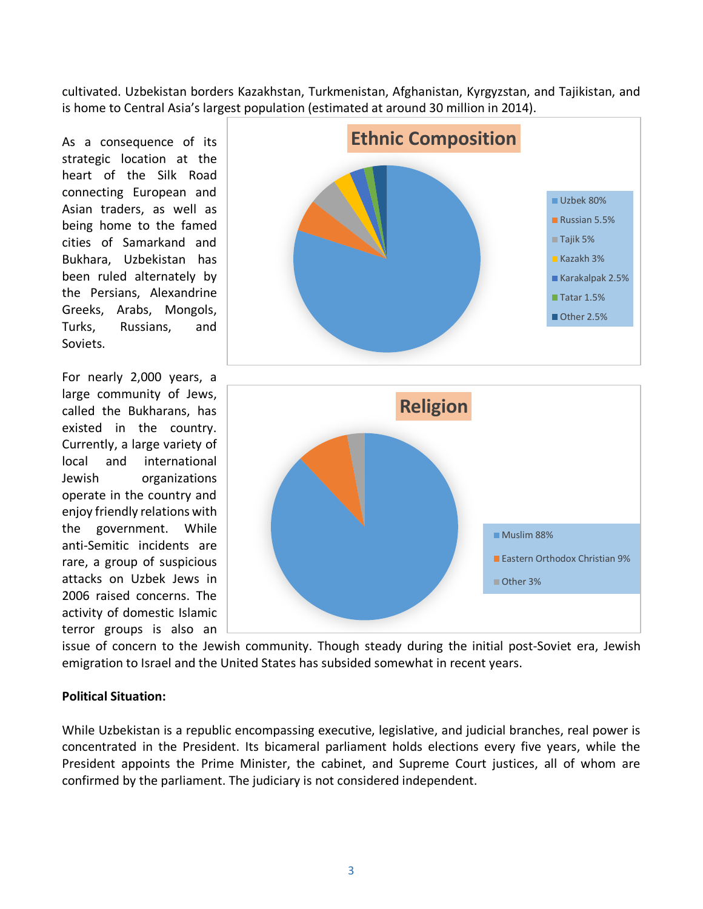cultivated. Uzbekistan borders Kazakhstan, Turkmenistan, Afghanistan, Kyrgyzstan, and Tajikistan, and is home to Central Asia's largest population (estimated at around 30 million in 2014).

As a consequence of its strategic location at the heart of the Silk Road connecting European and Asian traders, as well as being home to the famed cities of Samarkand and Bukhara, Uzbekistan has been ruled alternately by the Persians, Alexandrine Greeks, Arabs, Mongols, Turks, Russians, and Soviets.

**Ethnic Composition**

- Uzbek 80%
- Russian 5.5%
- Tajik 5%
- Kazakh 3%
- Karakalpak 2.5%
- Tatar 1.5%
- Other 2.5%

For nearly 2,000 years, a large community of Jews, called the Bukharans, has existed in the country. Currently, a large variety of local and international Jewish organizations operate in the country and enjoy friendly relations with the government. While anti-Semitic incidents are rare, a group of suspicious attacks on Uzbek Jews in 2006 raised concerns. The activity of domestic Islamic terror groups is also an issue of concern to the Jewish community. Though steady during the initial post-Soviet era, Jewish emigration to Israel and the United States has subsided somewhat in recent years.

**Religion**

- Muslim 88%
- Eastern Orthodox Christian 9%
- Other 3%

**Political Situation:**

While Uzbekistan is a republic encompassing executive, legislative, and judicial branches, real power is concentrated in the President. Its bicameral parliament holds elections every five years, while the President appoints the Prime Minister, the cabinet, and Supreme Court justices, all of whom are confirmed by the parliament. The judiciary is not considered independent.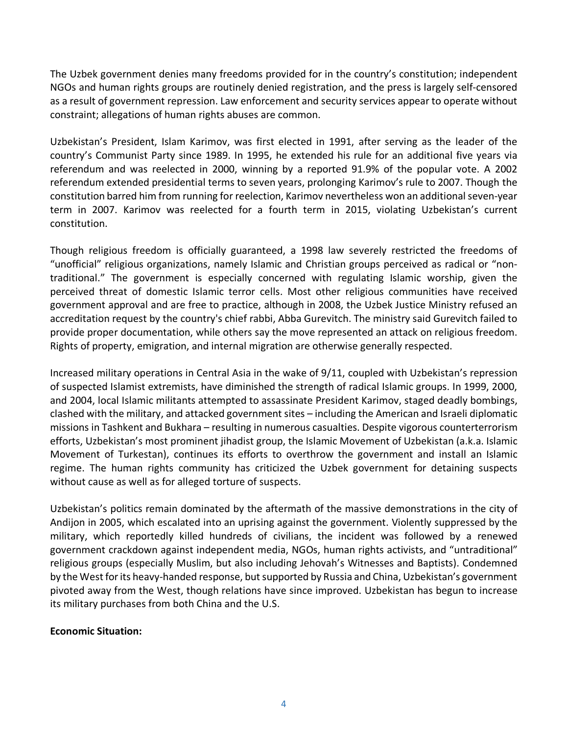The Uzbek government denies many freedoms provided for in the country's constitution; independent NGOs and human rights groups are routinely denied registration, and the press is largely self-censored as a result of government repression. Law enforcement and security services appear to operate without constraint; allegations of human rights abuses are common.

Uzbekistan's President, Islam Karimov, was first elected in 1991, after serving as the leader of the country's Communist Party since 1989. In 1995, he extended his rule for an additional five years via referendum and was reelected in 2000, winning by a reported 91.9% of the popular vote. A 2002 referendum extended presidential terms to seven years, prolonging Karimov's rule to 2007. Though the constitution barred him from running for reelection, Karimov nevertheless won an additional seven-year term in 2007. Karimov was reelected for a fourth term in 2015, violating Uzbekistan's current constitution.

Though religious freedom is officially guaranteed, a 1998 law severely restricted the freedoms of "unofficial" religious organizations, namely Islamic and Christian groups perceived as radical or "non-traditional." The government is especially concerned with regulating Islamic worship, given the perceived threat of domestic Islamic terror cells. Most other religious communities have received government approval and are free to practice, although in 2008, the Uzbek Justice Ministry refused an accreditation request by the country's chief rabbi, Abba Gurevitch. The ministry said Gurevitch failed to provide proper documentation, while others say the move represented an attack on religious freedom. Rights of property, emigration, and internal migration are otherwise generally respected.

Increased military operations in Central Asia in the wake of 9/11, coupled with Uzbekistan's repression of suspected Islamist extremists, have diminished the strength of radical Islamic groups. In 1999, 2000, and 2004, local Islamic militants attempted to assassinate President Karimov, staged deadly bombings, clashed with the military, and attacked government sites – including the American and Israeli diplomatic missions in Tashkent and Bukhara – resulting in numerous casualties. Despite vigorous counterterrorism efforts, Uzbekistan's most prominent jihadist group, the Islamic Movement of Uzbekistan (a.k.a. Islamic Movement of Turkestan), continues its efforts to overthrow the government and install an Islamic regime. The human rights community has criticized the Uzbek government for detaining suspects without cause as well as for alleged torture of suspects.

Uzbekistan's politics remain dominated by the aftermath of the massive demonstrations in the city of Andijon in 2005, which escalated into an uprising against the government. Violently suppressed by the military, which reportedly killed hundreds of civilians, the incident was followed by a renewed government crackdown against independent media, NGOs, human rights activists, and "untraditional" religious groups (especially Muslim, but also including Jehovah's Witnesses and Baptists). Condemned by the West for its heavy-handed response, but supported by Russia and China, Uzbekistan's government pivoted away from the West, though relations have since improved. Uzbekistan has begun to increase its military purchases from both China and the U.S.

**Economic Situation:**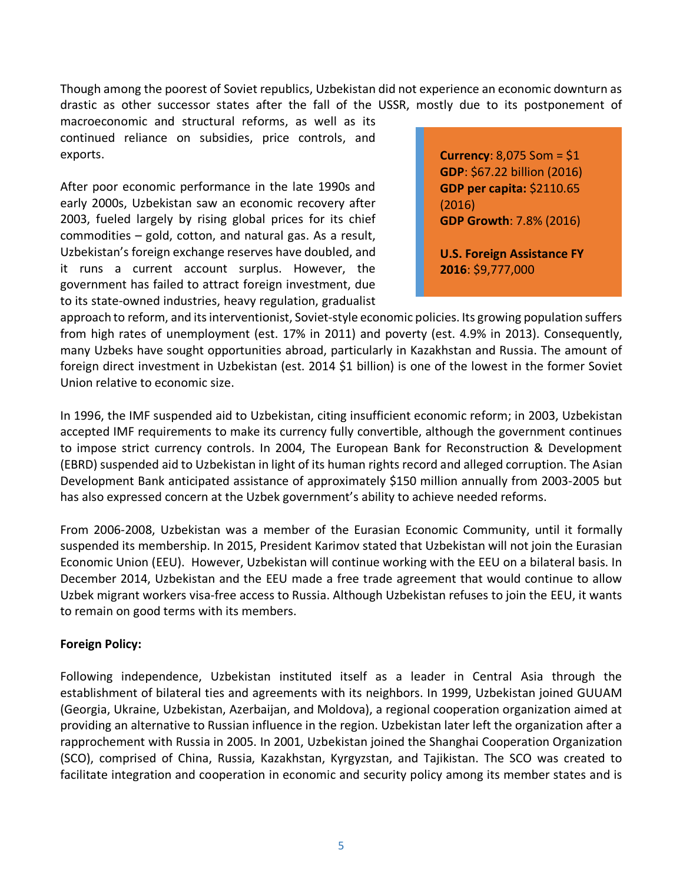Though among the poorest of Soviet republics, Uzbekistan did not experience an economic downturn as drastic as other successor states after the fall of the USSR, mostly due to its postponement of macroeconomic and structural reforms, as well as its continued reliance on subsidies, price controls, and exports.

> **Currency**: 8,075 Som = $1
> **GDP**: $67.22 billion (2016)
> **GDP per capita:** $2110.65 (2016)
> **GDP Growth**: 7.8% (2016)
>
> **U.S. Foreign Assistance FY 2016**: $9,777,000

After poor economic performance in the late 1990s and early 2000s, Uzbekistan saw an economic recovery after 2003, fueled largely by rising global prices for its chief commodities – gold, cotton, and natural gas. As a result, Uzbekistan's foreign exchange reserves have doubled, and it runs a current account surplus. However, the government has failed to attract foreign investment, due to its state-owned industries, heavy regulation, gradualist approach to reform, and its interventionist, Soviet-style economic policies. Its growing population suffers from high rates of unemployment (est. 17% in 2011) and poverty (est. 4.9% in 2013). Consequently, many Uzbeks have sought opportunities abroad, particularly in Kazakhstan and Russia. The amount of foreign direct investment in Uzbekistan (est. 2014 $1 billion) is one of the lowest in the former Soviet Union relative to economic size.

In 1996, the IMF suspended aid to Uzbekistan, citing insufficient economic reform; in 2003, Uzbekistan accepted IMF requirements to make its currency fully convertible, although the government continues to impose strict currency controls. In 2004, The European Bank for Reconstruction & Development (EBRD) suspended aid to Uzbekistan in light of its human rights record and alleged corruption. The Asian Development Bank anticipated assistance of approximately $150 million annually from 2003-2005 but has also expressed concern at the Uzbek government's ability to achieve needed reforms.

From 2006-2008, Uzbekistan was a member of the Eurasian Economic Community, until it formally suspended its membership. In 2015, President Karimov stated that Uzbekistan will not join the Eurasian Economic Union (EEU). However, Uzbekistan will continue working with the EEU on a bilateral basis. In December 2014, Uzbekistan and the EEU made a free trade agreement that would continue to allow Uzbek migrant workers visa-free access to Russia. Although Uzbekistan refuses to join the EEU, it wants to remain on good terms with its members.

**Foreign Policy:**

Following independence, Uzbekistan instituted itself as a leader in Central Asia through the establishment of bilateral ties and agreements with its neighbors. In 1999, Uzbekistan joined GUUAM (Georgia, Ukraine, Uzbekistan, Azerbaijan, and Moldova), a regional cooperation organization aimed at providing an alternative to Russian influence in the region. Uzbekistan later left the organization after a rapprochement with Russia in 2005. In 2001, Uzbekistan joined the Shanghai Cooperation Organization (SCO), comprised of China, Russia, Kazakhstan, Kyrgyzstan, and Tajikistan. The SCO was created to facilitate integration and cooperation in economic and security policy among its member states and is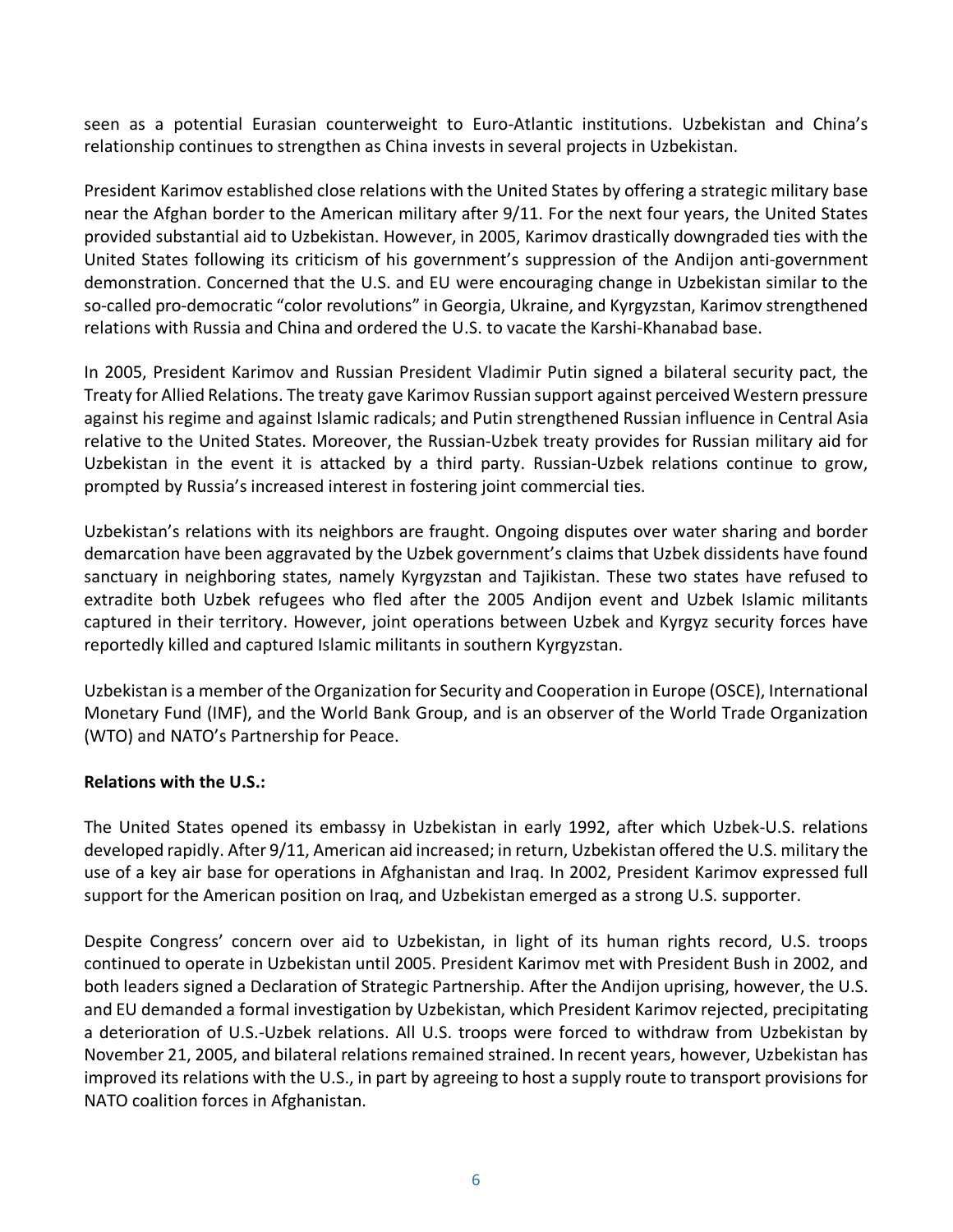seen as a potential Eurasian counterweight to Euro-Atlantic institutions. Uzbekistan and China's relationship continues to strengthen as China invests in several projects in Uzbekistan.

President Karimov established close relations with the United States by offering a strategic military base near the Afghan border to the American military after 9/11. For the next four years, the United States provided substantial aid to Uzbekistan. However, in 2005, Karimov drastically downgraded ties with the United States following its criticism of his government's suppression of the Andijon anti-government demonstration. Concerned that the U.S. and EU were encouraging change in Uzbekistan similar to the so-called pro-democratic "color revolutions" in Georgia, Ukraine, and Kyrgyzstan, Karimov strengthened relations with Russia and China and ordered the U.S. to vacate the Karshi-Khanabad base.

In 2005, President Karimov and Russian President Vladimir Putin signed a bilateral security pact, the Treaty for Allied Relations. The treaty gave Karimov Russian support against perceived Western pressure against his regime and against Islamic radicals; and Putin strengthened Russian influence in Central Asia relative to the United States. Moreover, the Russian-Uzbek treaty provides for Russian military aid for Uzbekistan in the event it is attacked by a third party. Russian-Uzbek relations continue to grow, prompted by Russia's increased interest in fostering joint commercial ties.

Uzbekistan's relations with its neighbors are fraught. Ongoing disputes over water sharing and border demarcation have been aggravated by the Uzbek government's claims that Uzbek dissidents have found sanctuary in neighboring states, namely Kyrgyzstan and Tajikistan. These two states have refused to extradite both Uzbek refugees who fled after the 2005 Andijon event and Uzbek Islamic militants captured in their territory. However, joint operations between Uzbek and Kyrgyz security forces have reportedly killed and captured Islamic militants in southern Kyrgyzstan.

Uzbekistan is a member of the Organization for Security and Cooperation in Europe (OSCE), International Monetary Fund (IMF), and the World Bank Group, and is an observer of the World Trade Organization (WTO) and NATO's Partnership for Peace.

**Relations with the U.S.:**

The United States opened its embassy in Uzbekistan in early 1992, after which Uzbek-U.S. relations developed rapidly. After 9/11, American aid increased; in return, Uzbekistan offered the U.S. military the use of a key air base for operations in Afghanistan and Iraq. In 2002, President Karimov expressed full support for the American position on Iraq, and Uzbekistan emerged as a strong U.S. supporter.

Despite Congress' concern over aid to Uzbekistan, in light of its human rights record, U.S. troops continued to operate in Uzbekistan until 2005. President Karimov met with President Bush in 2002, and both leaders signed a Declaration of Strategic Partnership. After the Andijon uprising, however, the U.S. and EU demanded a formal investigation by Uzbekistan, which President Karimov rejected, precipitating a deterioration of U.S.-Uzbek relations. All U.S. troops were forced to withdraw from Uzbekistan by November 21, 2005, and bilateral relations remained strained. In recent years, however, Uzbekistan has improved its relations with the U.S., in part by agreeing to host a supply route to transport provisions for NATO coalition forces in Afghanistan.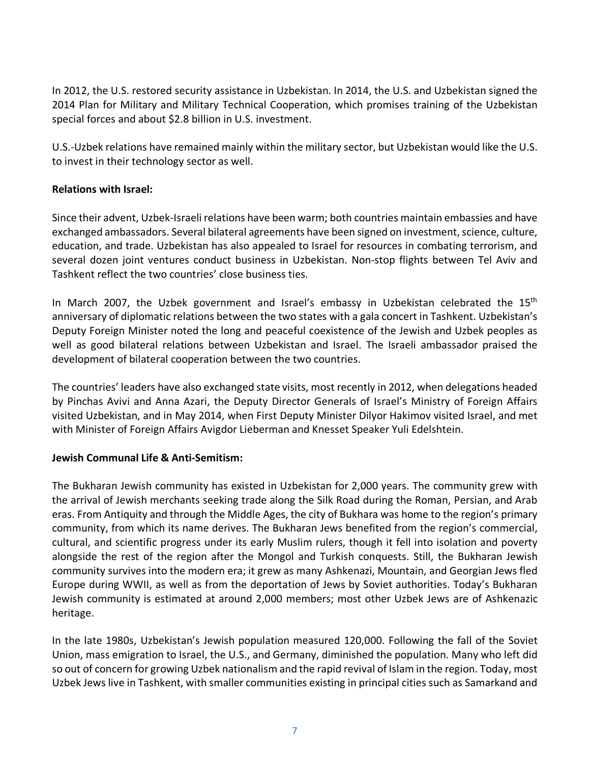In 2012, the U.S. restored security assistance in Uzbekistan. In 2014, the U.S. and Uzbekistan signed the 2014 Plan for Military and Military Technical Cooperation, which promises training of the Uzbekistan special forces and about $2.8 billion in U.S. investment.

U.S.-Uzbek relations have remained mainly within the military sector, but Uzbekistan would like the U.S. to invest in their technology sector as well.

**Relations with Israel:**

Since their advent, Uzbek-Israeli relations have been warm; both countries maintain embassies and have exchanged ambassadors. Several bilateral agreements have been signed on investment, science, culture, education, and trade. Uzbekistan has also appealed to Israel for resources in combating terrorism, and several dozen joint ventures conduct business in Uzbekistan. Non-stop flights between Tel Aviv and Tashkent reflect the two countries' close business ties.

In March 2007, the Uzbek government and Israel's embassy in Uzbekistan celebrated the 15th anniversary of diplomatic relations between the two states with a gala concert in Tashkent. Uzbekistan's Deputy Foreign Minister noted the long and peaceful coexistence of the Jewish and Uzbek peoples as well as good bilateral relations between Uzbekistan and Israel. The Israeli ambassador praised the development of bilateral cooperation between the two countries.

The countries' leaders have also exchanged state visits, most recently in 2012, when delegations headed by Pinchas Avivi and Anna Azari, the Deputy Director Generals of Israel's Ministry of Foreign Affairs visited Uzbekistan, and in May 2014, when First Deputy Minister Dilyor Hakimov visited Israel, and met with Minister of Foreign Affairs Avigdor Lieberman and Knesset Speaker Yuli Edelshtein.

**Jewish Communal Life & Anti-Semitism:**

The Bukharan Jewish community has existed in Uzbekistan for 2,000 years. The community grew with the arrival of Jewish merchants seeking trade along the Silk Road during the Roman, Persian, and Arab eras. From Antiquity and through the Middle Ages, the city of Bukhara was home to the region's primary community, from which its name derives. The Bukharan Jews benefited from the region's commercial, cultural, and scientific progress under its early Muslim rulers, though it fell into isolation and poverty alongside the rest of the region after the Mongol and Turkish conquests. Still, the Bukharan Jewish community survives into the modern era; it grew as many Ashkenazi, Mountain, and Georgian Jews fled Europe during WWII, as well as from the deportation of Jews by Soviet authorities. Today's Bukharan Jewish community is estimated at around 2,000 members; most other Uzbek Jews are of Ashkenazic heritage.

In the late 1980s, Uzbekistan's Jewish population measured 120,000. Following the fall of the Soviet Union, mass emigration to Israel, the U.S., and Germany, diminished the population. Many who left did so out of concern for growing Uzbek nationalism and the rapid revival of Islam in the region. Today, most Uzbek Jews live in Tashkent, with smaller communities existing in principal cities such as Samarkand and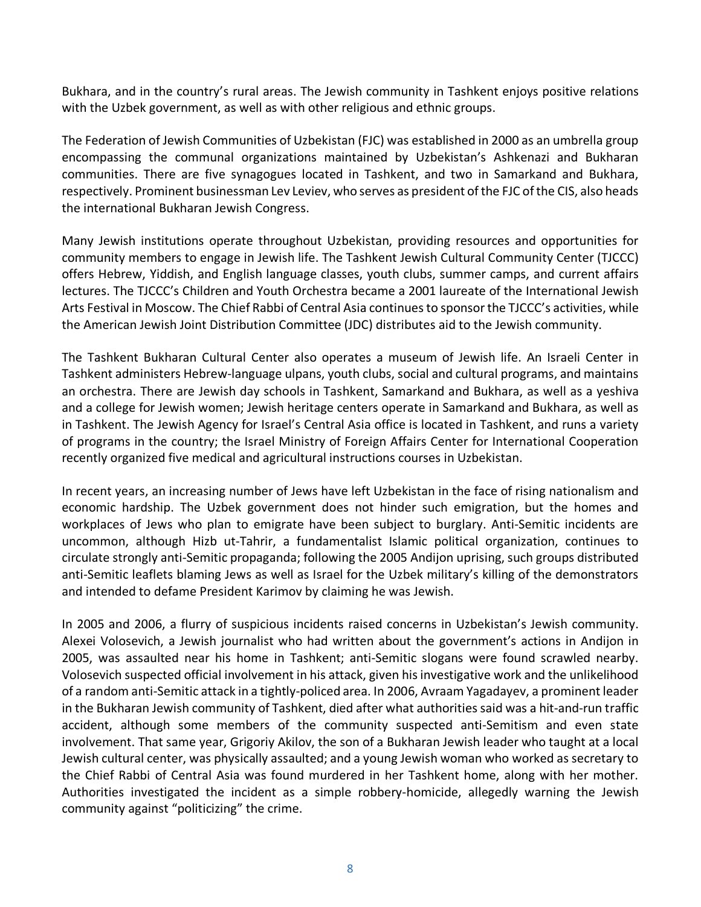Bukhara, and in the country's rural areas. The Jewish community in Tashkent enjoys positive relations with the Uzbek government, as well as with other religious and ethnic groups.

The Federation of Jewish Communities of Uzbekistan (FJC) was established in 2000 as an umbrella group encompassing the communal organizations maintained by Uzbekistan's Ashkenazi and Bukharan communities. There are five synagogues located in Tashkent, and two in Samarkand and Bukhara, respectively. Prominent businessman Lev Leviev, who serves as president of the FJC of the CIS, also heads the international Bukharan Jewish Congress.

Many Jewish institutions operate throughout Uzbekistan, providing resources and opportunities for community members to engage in Jewish life. The Tashkent Jewish Cultural Community Center (TJCCC) offers Hebrew, Yiddish, and English language classes, youth clubs, summer camps, and current affairs lectures. The TJCCC's Children and Youth Orchestra became a 2001 laureate of the International Jewish Arts Festival in Moscow. The Chief Rabbi of Central Asia continues to sponsor the TJCCC's activities, while the American Jewish Joint Distribution Committee (JDC) distributes aid to the Jewish community.

The Tashkent Bukharan Cultural Center also operates a museum of Jewish life. An Israeli Center in Tashkent administers Hebrew-language ulpans, youth clubs, social and cultural programs, and maintains an orchestra. There are Jewish day schools in Tashkent, Samarkand and Bukhara, as well as a yeshiva and a college for Jewish women; Jewish heritage centers operate in Samarkand and Bukhara, as well as in Tashkent. The Jewish Agency for Israel's Central Asia office is located in Tashkent, and runs a variety of programs in the country; the Israel Ministry of Foreign Affairs Center for International Cooperation recently organized five medical and agricultural instructions courses in Uzbekistan.

In recent years, an increasing number of Jews have left Uzbekistan in the face of rising nationalism and economic hardship. The Uzbek government does not hinder such emigration, but the homes and workplaces of Jews who plan to emigrate have been subject to burglary. Anti-Semitic incidents are uncommon, although Hizb ut-Tahrir, a fundamentalist Islamic political organization, continues to circulate strongly anti-Semitic propaganda; following the 2005 Andijon uprising, such groups distributed anti-Semitic leaflets blaming Jews as well as Israel for the Uzbek military's killing of the demonstrators and intended to defame President Karimov by claiming he was Jewish.

In 2005 and 2006, a flurry of suspicious incidents raised concerns in Uzbekistan's Jewish community. Alexei Volosevich, a Jewish journalist who had written about the government's actions in Andijon in 2005, was assaulted near his home in Tashkent; anti-Semitic slogans were found scrawled nearby. Volosevich suspected official involvement in his attack, given his investigative work and the unlikelihood of a random anti-Semitic attack in a tightly-policed area. In 2006, Avraam Yagadayev, a prominent leader in the Bukharan Jewish community of Tashkent, died after what authorities said was a hit-and-run traffic accident, although some members of the community suspected anti-Semitism and even state involvement. That same year, Grigoriy Akilov, the son of a Bukharan Jewish leader who taught at a local Jewish cultural center, was physically assaulted; and a young Jewish woman who worked as secretary to the Chief Rabbi of Central Asia was found murdered in her Tashkent home, along with her mother. Authorities investigated the incident as a simple robbery-homicide, allegedly warning the Jewish community against "politicizing" the crime.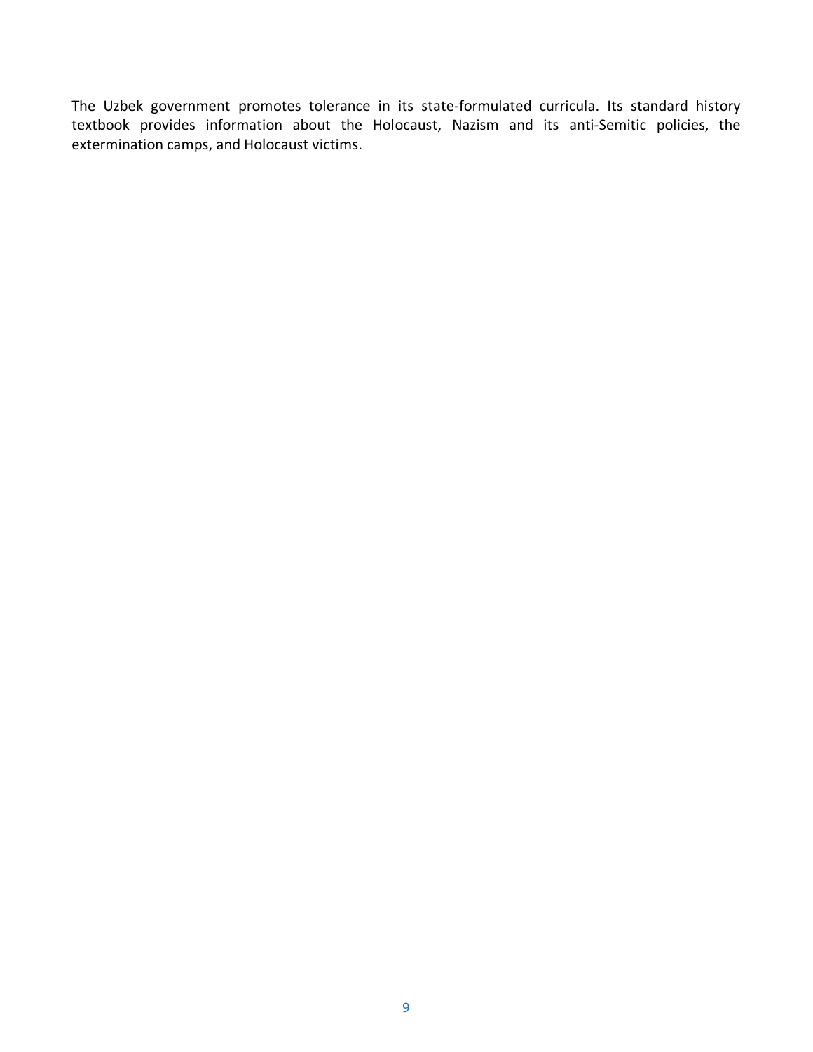The Uzbek government promotes tolerance in its state-formulated curricula. Its standard history textbook provides information about the Holocaust, Nazism and its anti-Semitic policies, the extermination camps, and Holocaust victims.